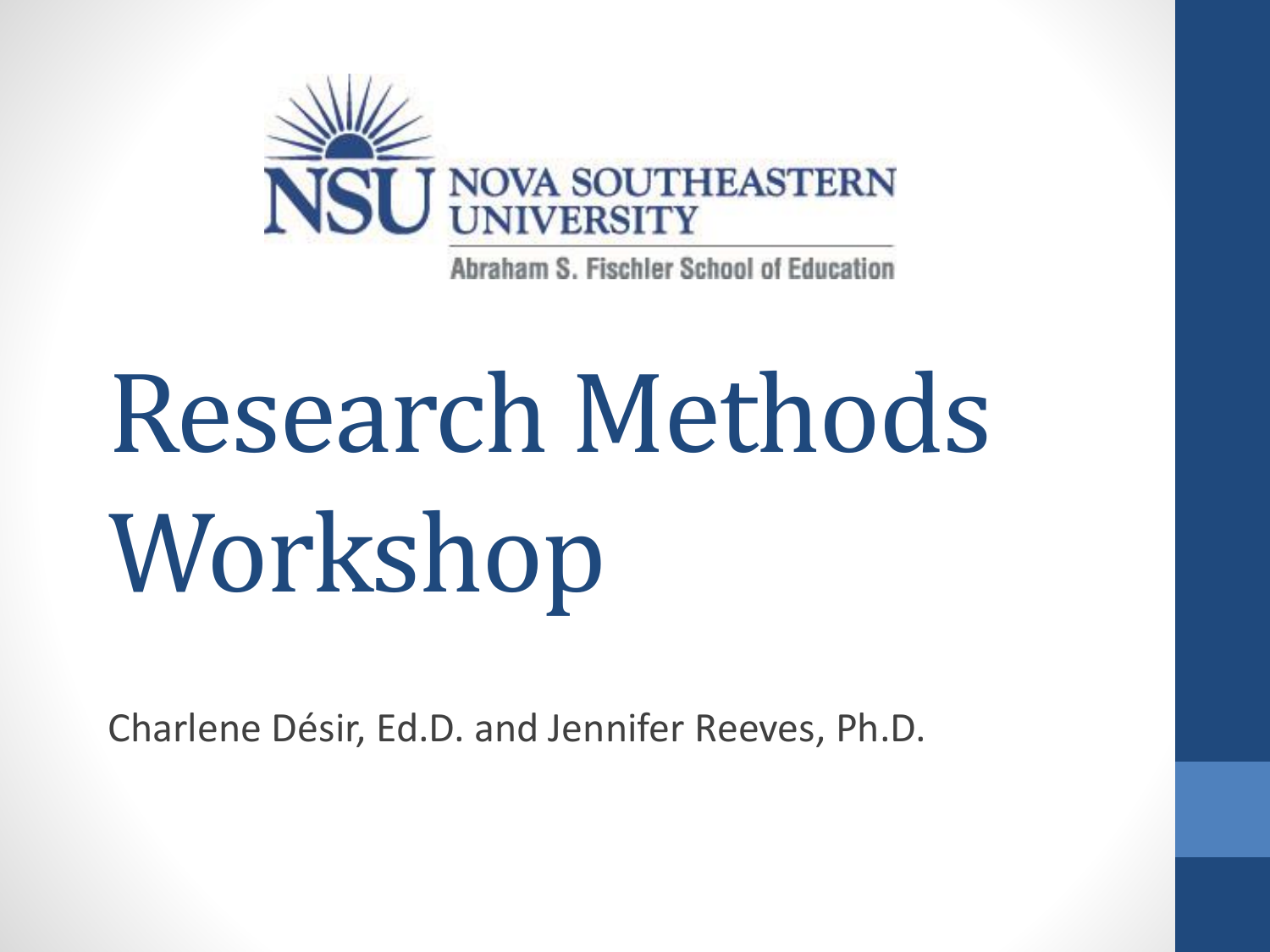NSU NOVA SOUTHEASTERN UNIVERSITY

Abraham S. Fischler School of Education

# Research Methods Workshop

Charlene Désir, Ed.D. and Jennifer Reeves, Ph.D.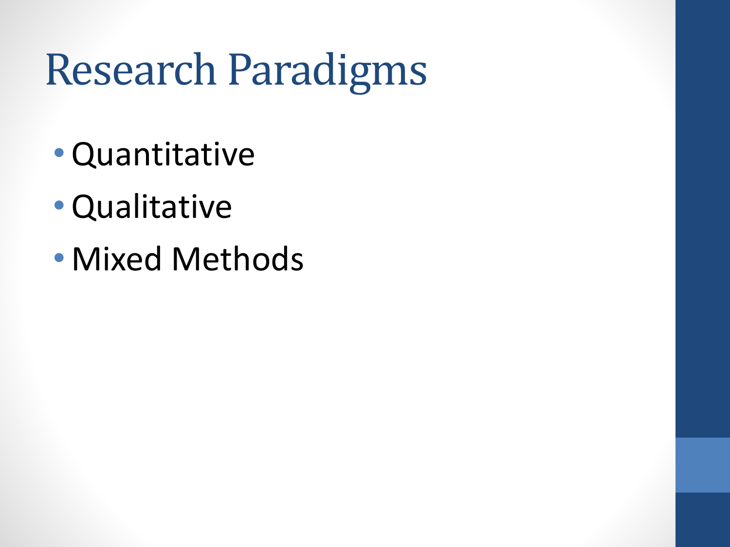# Research Paradigms

- Quantitative
- Qualitative
- Mixed Methods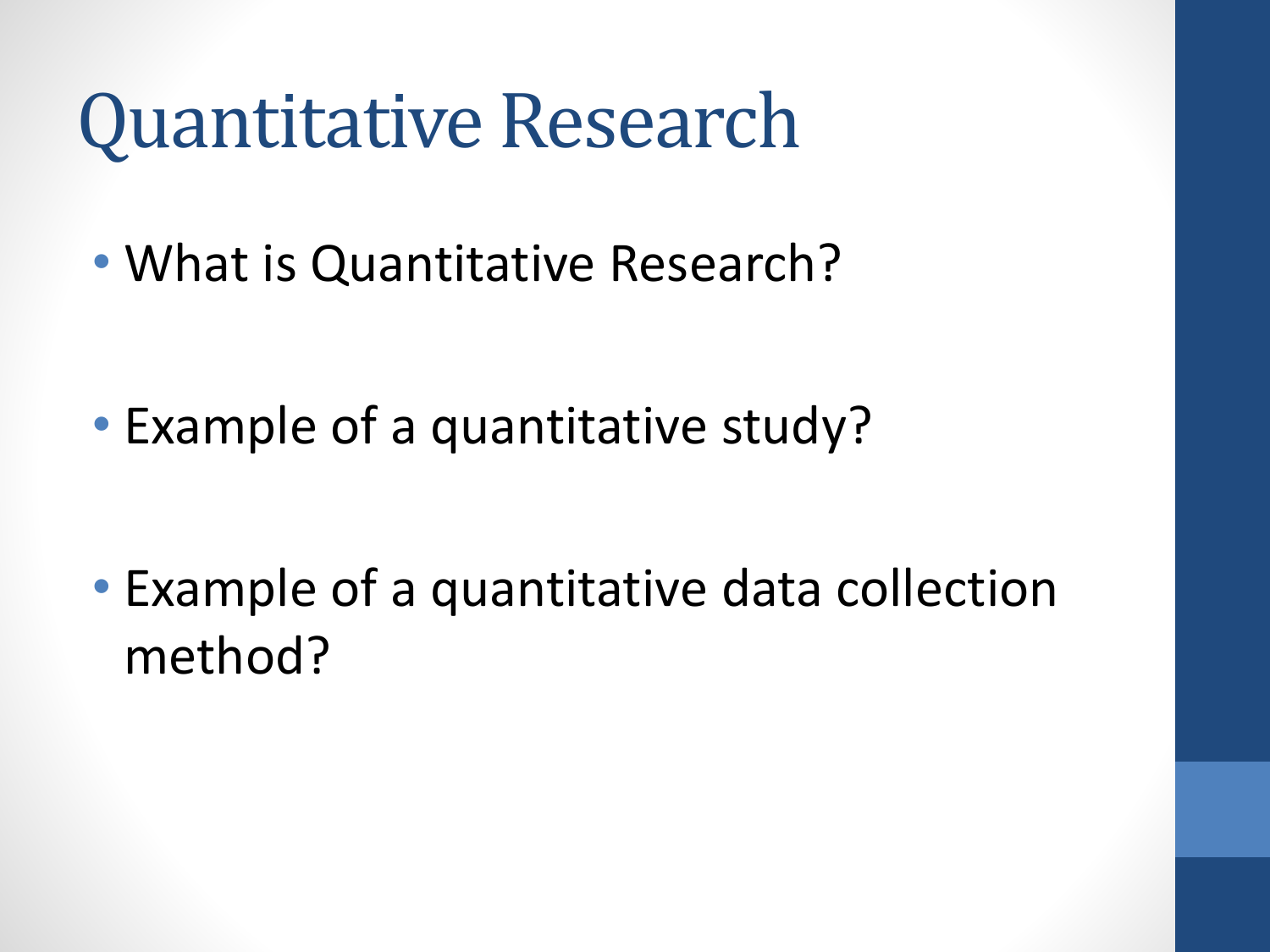# Quantitative Research

- What is Quantitative Research?
- Example of a quantitative study?
- Example of a quantitative data collection method?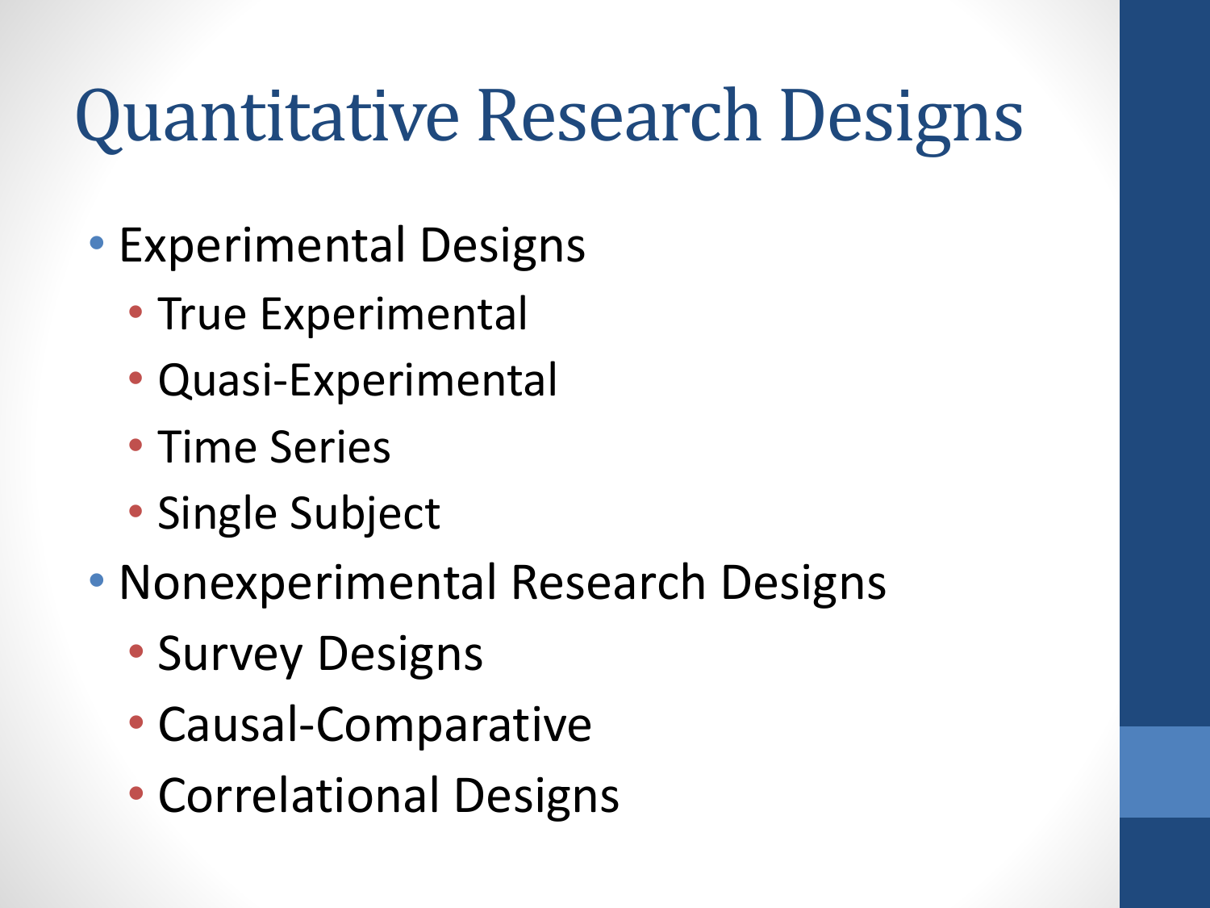# Quantitative Research Designs

- Experimental Designs
  - True Experimental
  - Quasi-Experimental
  - Time Series
  - Single Subject
- Nonexperimental Research Designs
  - Survey Designs
  - Causal-Comparative
  - Correlational Designs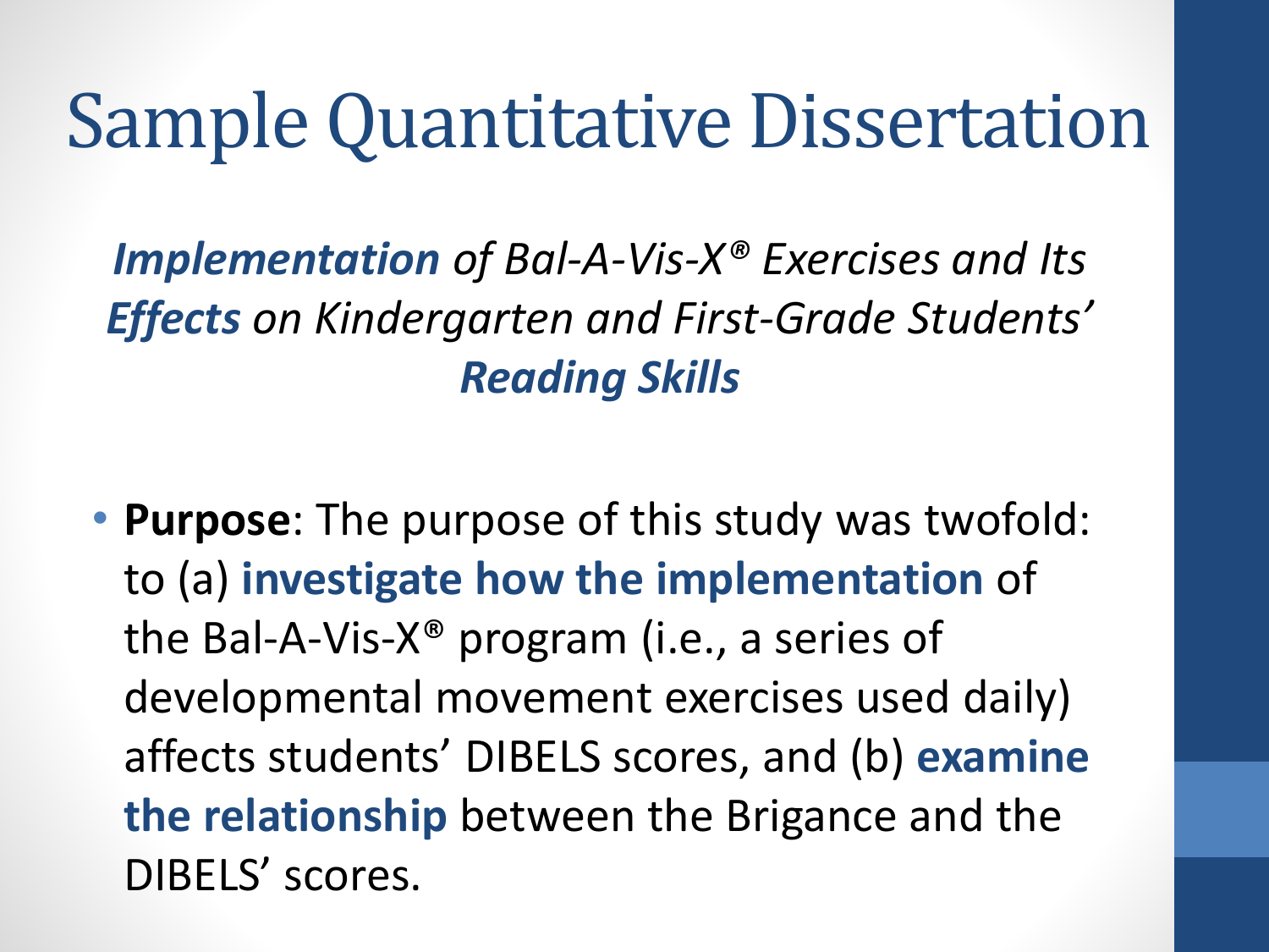# Sample Quantitative Dissertation

***Implementation*** *of Bal-A-Vis-X® Exercises and Its* ***Effects*** *on Kindergarten and First-Grade Students'* ***Reading Skills***

- **Purpose**: The purpose of this study was twofold: to (a) **investigate how the implementation** of the Bal-A-Vis-X® program (i.e., a series of developmental movement exercises used daily) affects students' DIBELS scores, and (b) **examine the relationship** between the Brigance and the DIBELS' scores.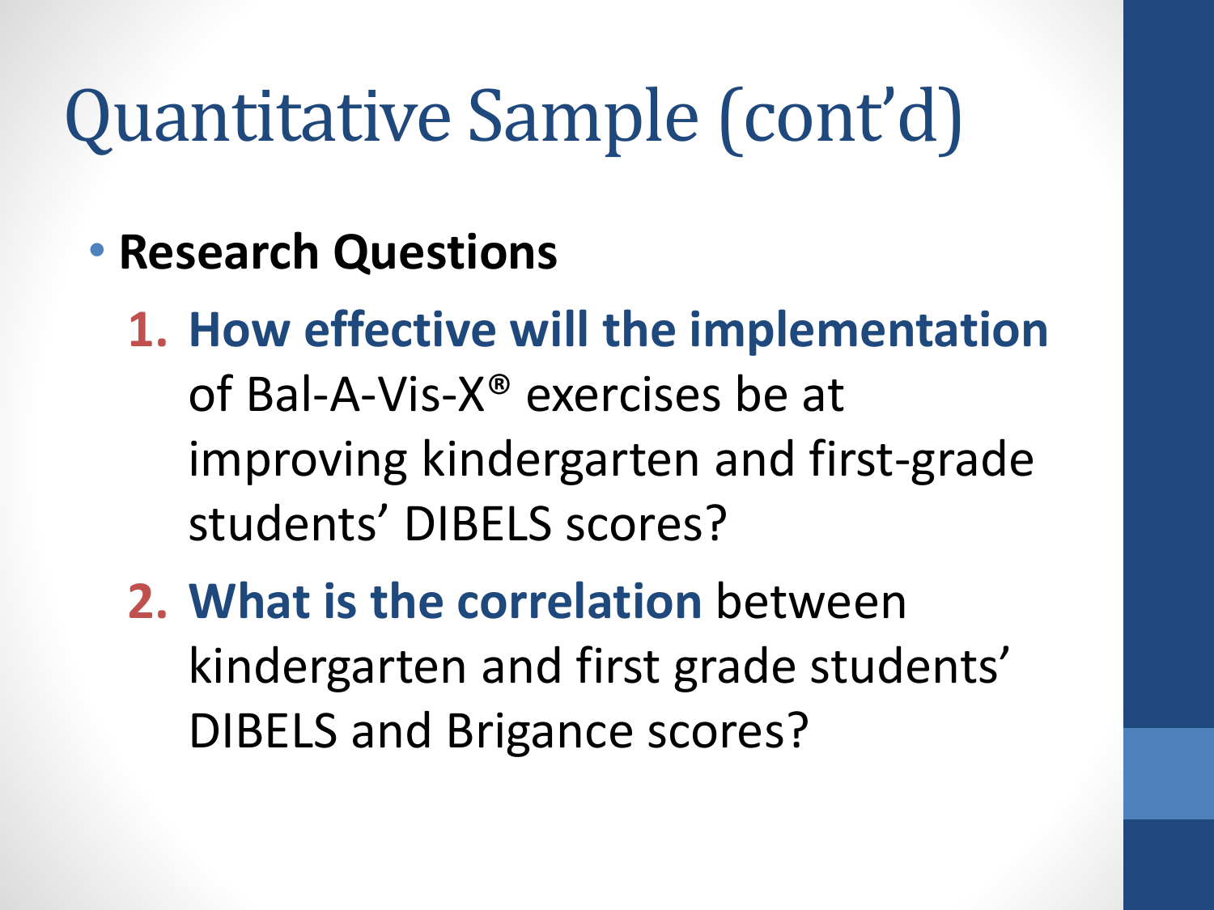# Quantitative Sample (cont'd)

- **Research Questions**
  1. **How effective will the implementation** of Bal-A-Vis-X® exercises be at improving kindergarten and first-grade students' DIBELS scores?
  2. **What is the correlation** between kindergarten and first grade students' DIBELS and Brigance scores?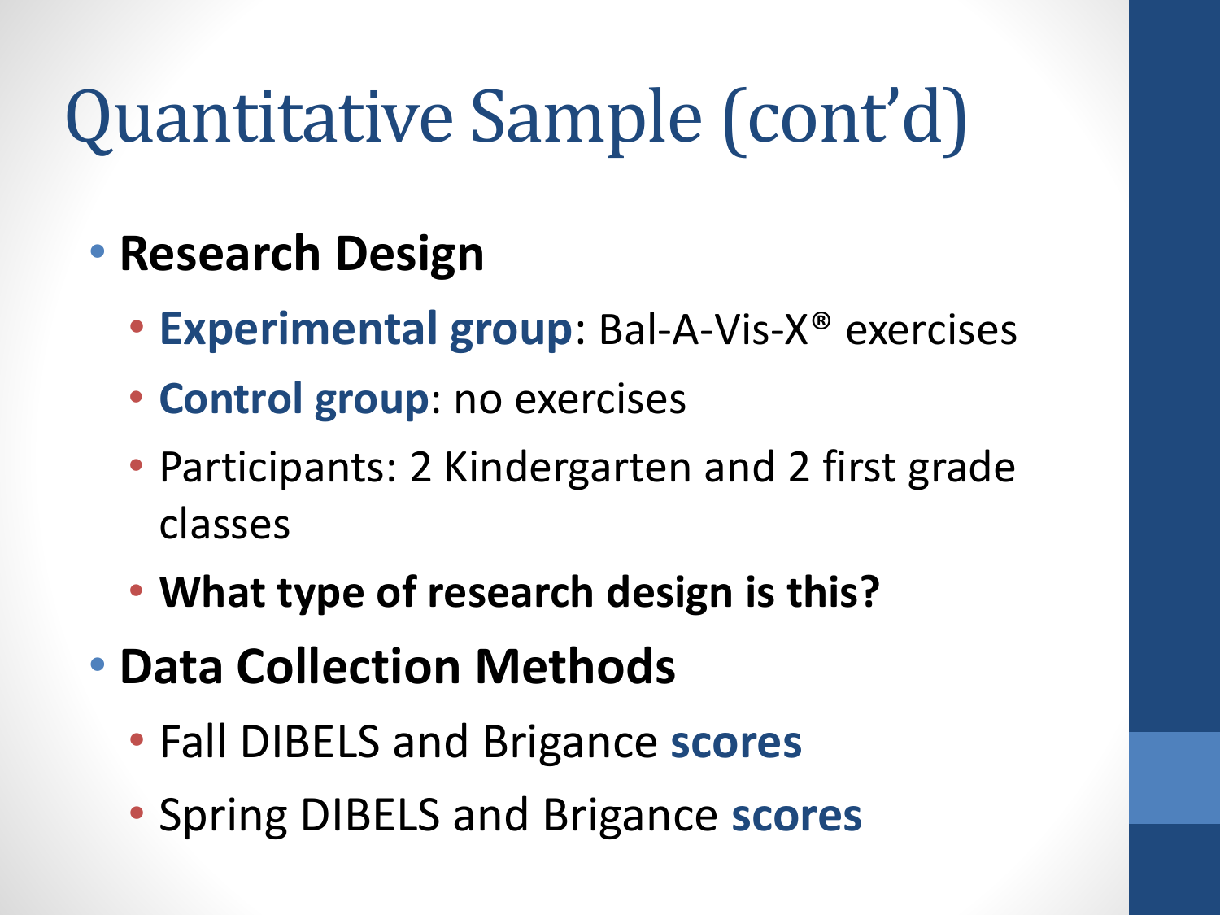# Quantitative Sample (cont'd)

- **Research Design**
  - **Experimental group**: Bal-A-Vis-X® exercises
  - **Control group**: no exercises
  - Participants: 2 Kindergarten and 2 first grade classes
  - **What type of research design is this?**
- **Data Collection Methods**
  - Fall DIBELS and Brigance **scores**
  - Spring DIBELS and Brigance **scores**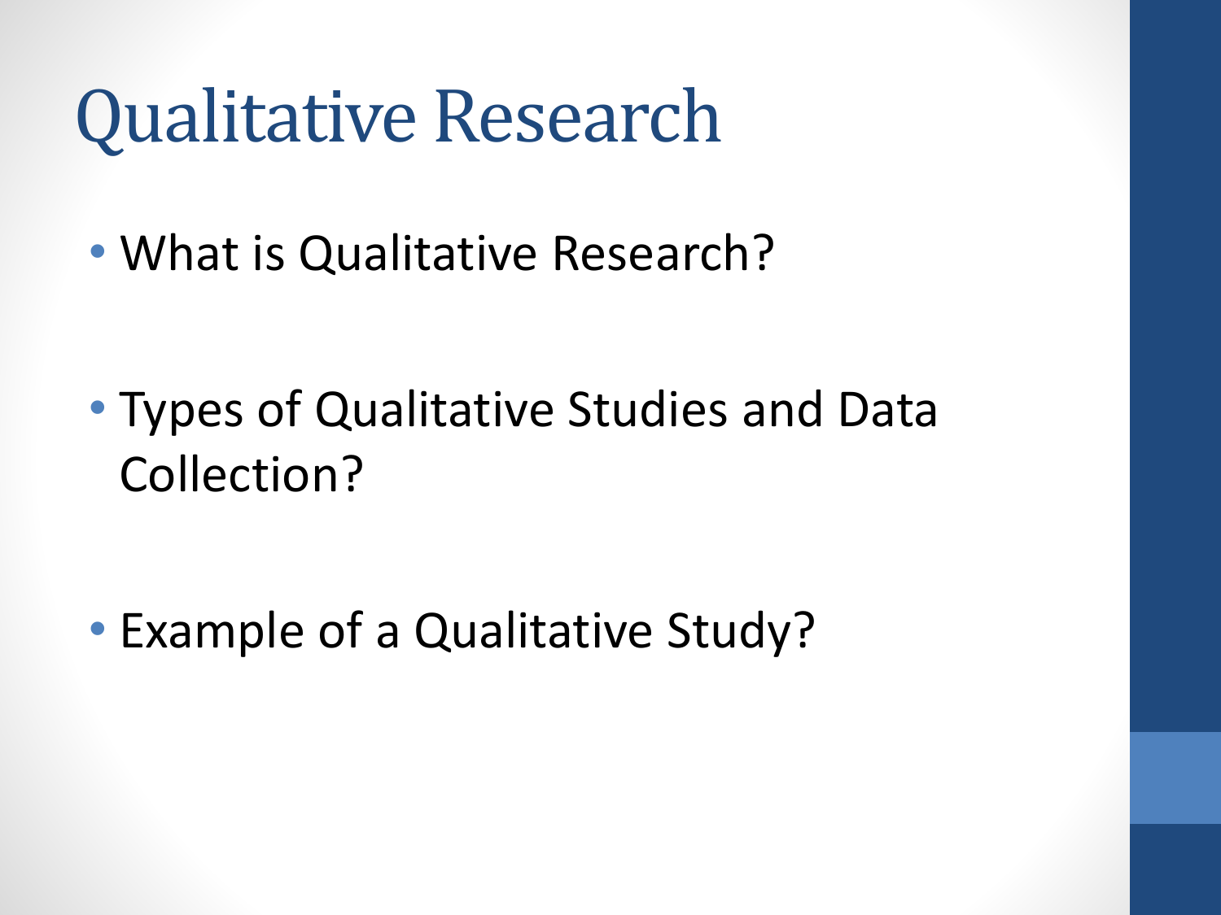# Qualitative Research

- What is Qualitative Research?
- Types of Qualitative Studies and Data Collection?
- Example of a Qualitative Study?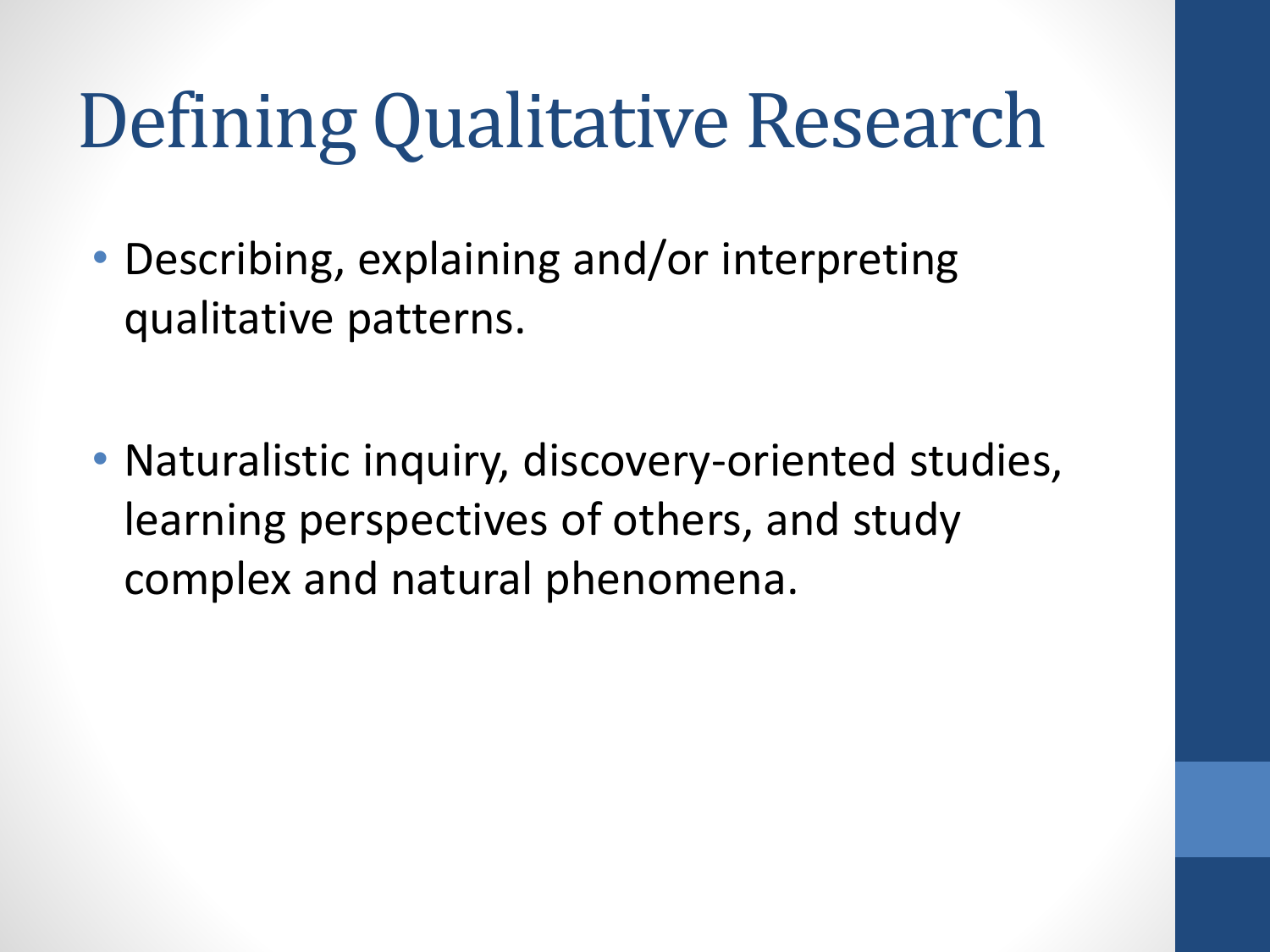# Defining Qualitative Research

- Describing, explaining and/or interpreting qualitative patterns.

- Naturalistic inquiry, discovery-oriented studies, learning perspectives of others, and study complex and natural phenomena.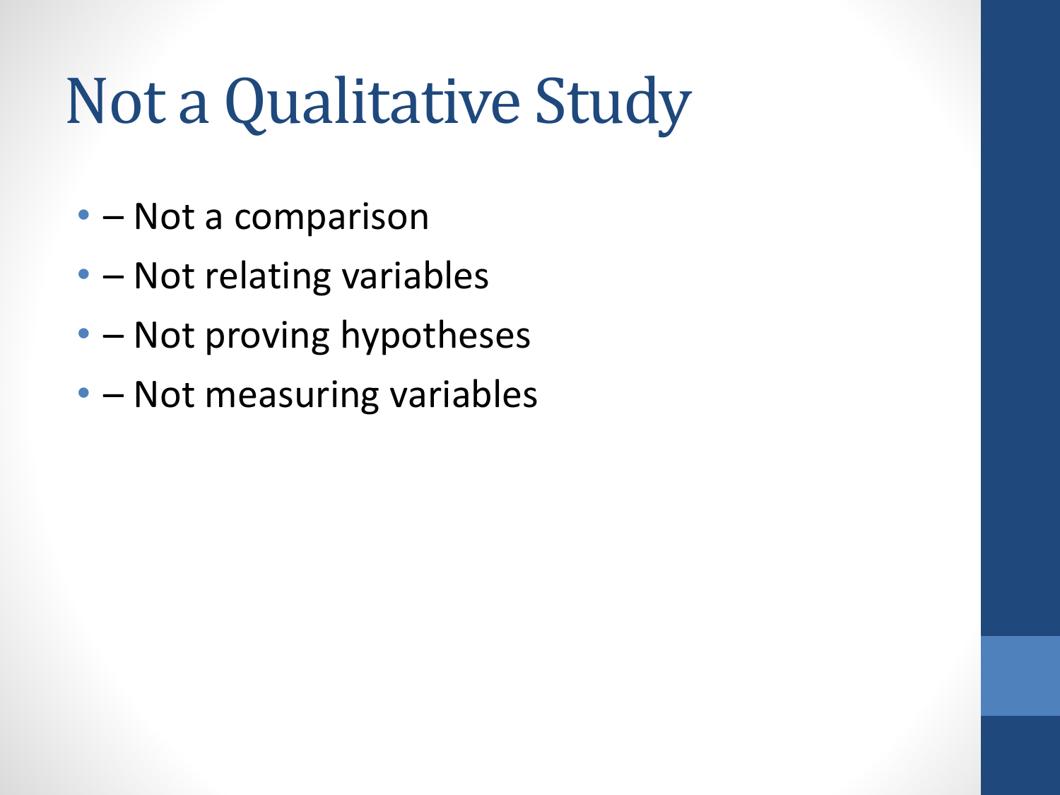# Not a Qualitative Study

- – Not a comparison
- – Not relating variables
- – Not proving hypotheses
- – Not measuring variables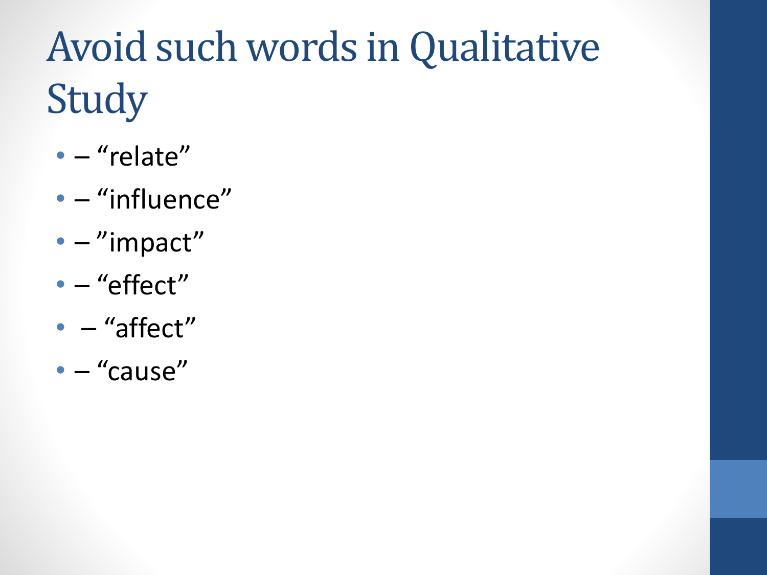# Avoid such words in Qualitative Study

- – “relate”
- – “influence”
- – ”impact”
- – “effect”
- – “affect”
- – “cause”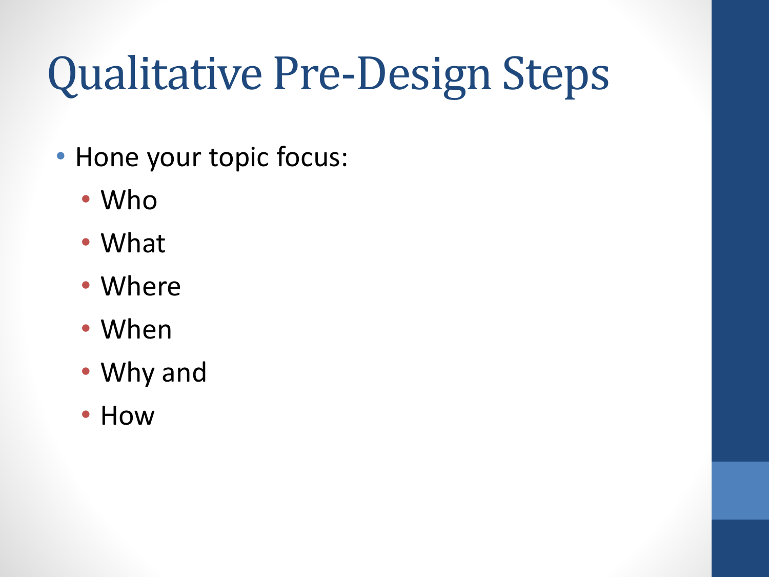# Qualitative Pre-Design Steps

- Hone your topic focus:
  - Who
  - What
  - Where
  - When
  - Why and
  - How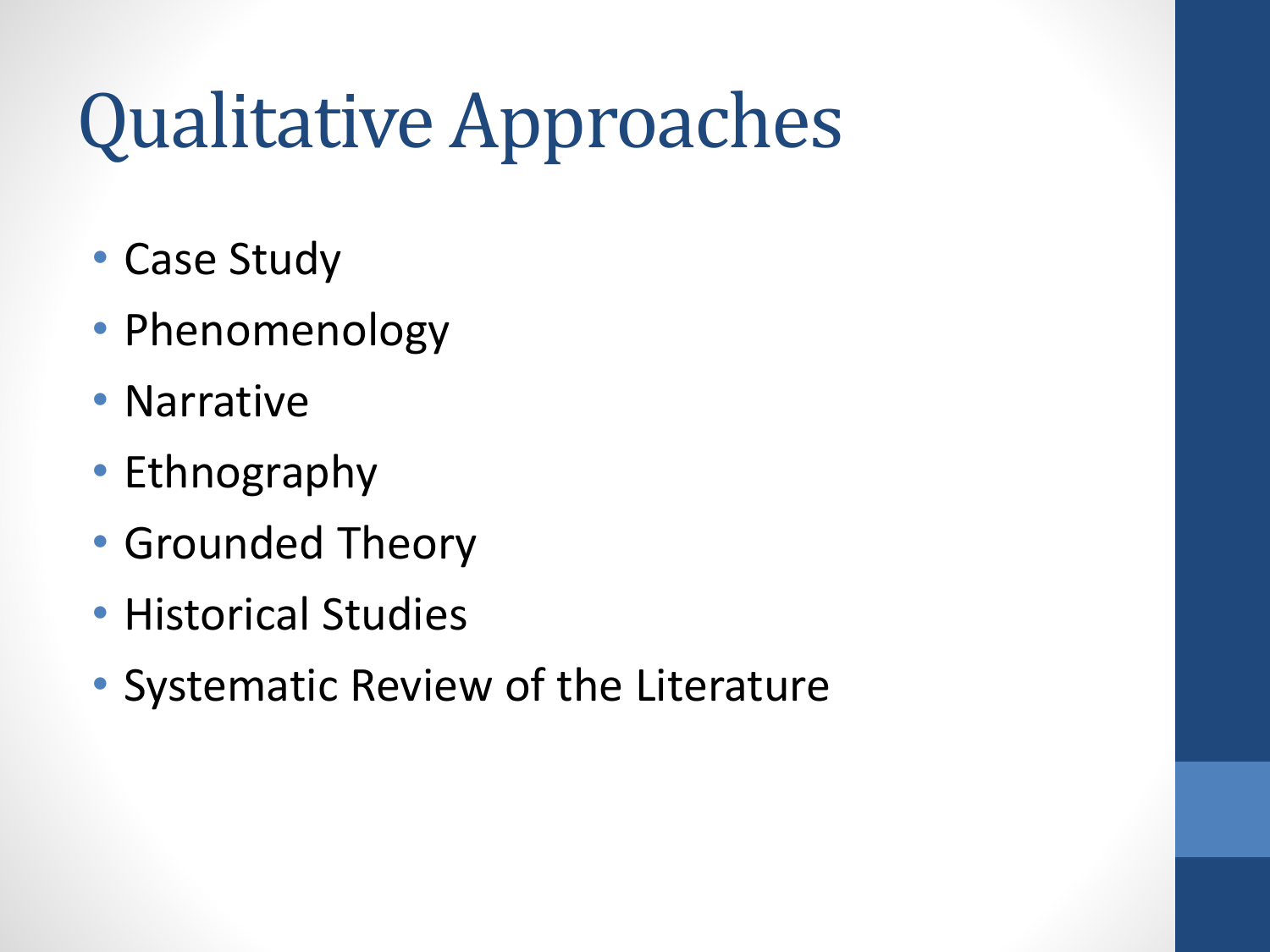# Qualitative Approaches

- Case Study
- Phenomenology
- Narrative
- Ethnography
- Grounded Theory
- Historical Studies
- Systematic Review of the Literature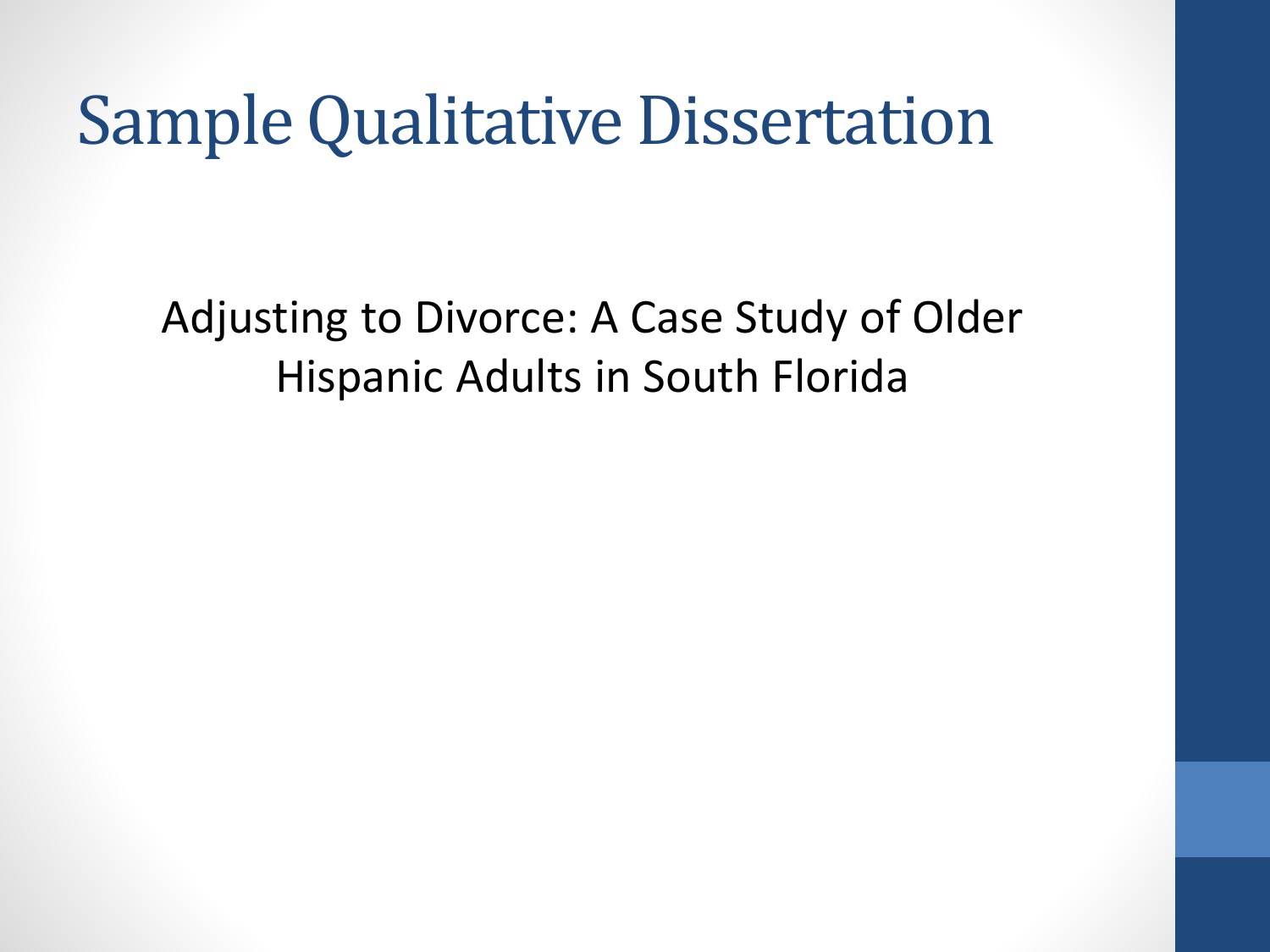# Sample Qualitative Dissertation

Adjusting to Divorce: A Case Study of Older Hispanic Adults in South Florida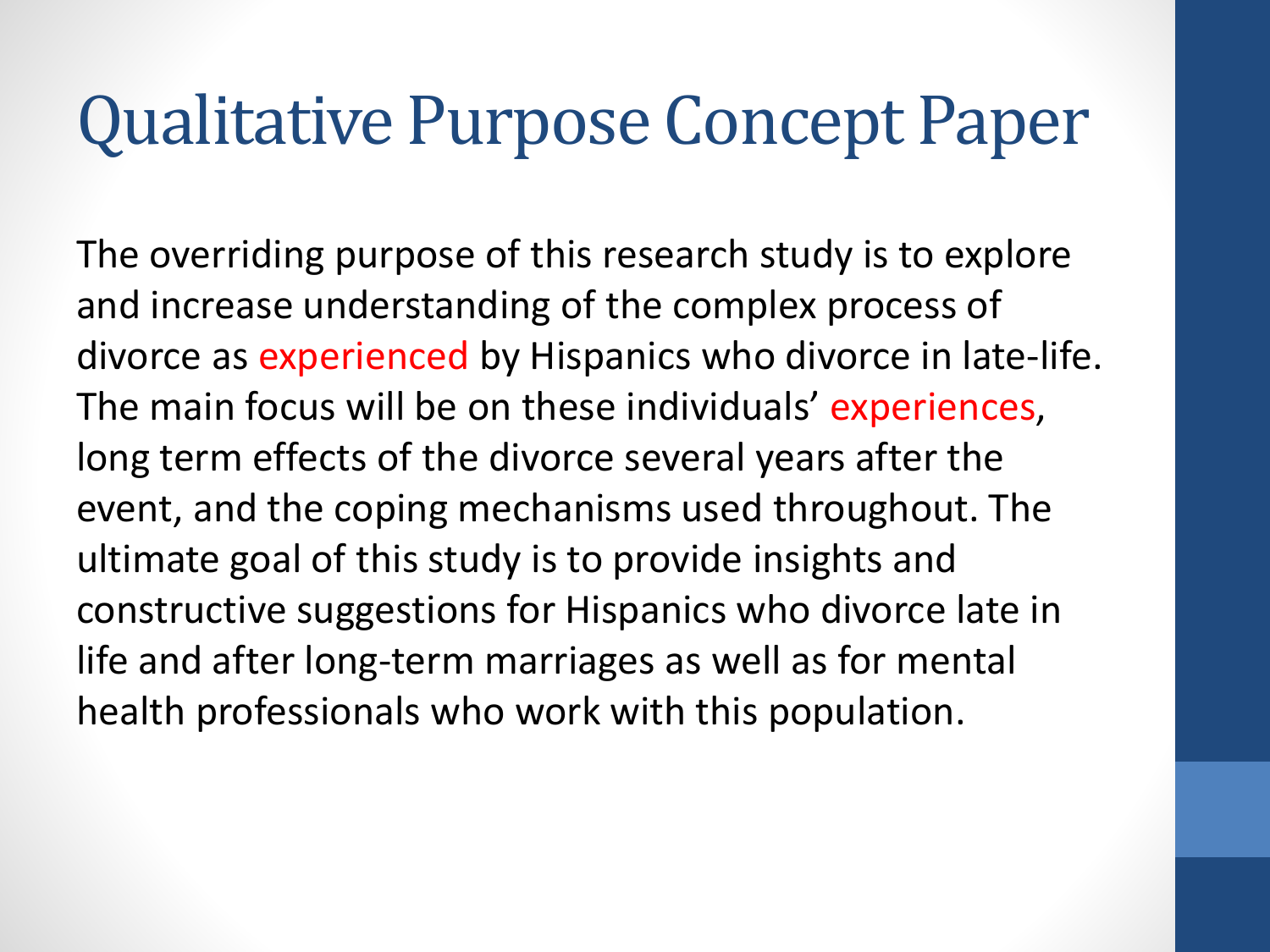# Qualitative Purpose Concept Paper

The overriding purpose of this research study is to explore and increase understanding of the complex process of divorce as experienced by Hispanics who divorce in late-life. The main focus will be on these individuals' experiences, long term effects of the divorce several years after the event, and the coping mechanisms used throughout. The ultimate goal of this study is to provide insights and constructive suggestions for Hispanics who divorce late in life and after long-term marriages as well as for mental health professionals who work with this population.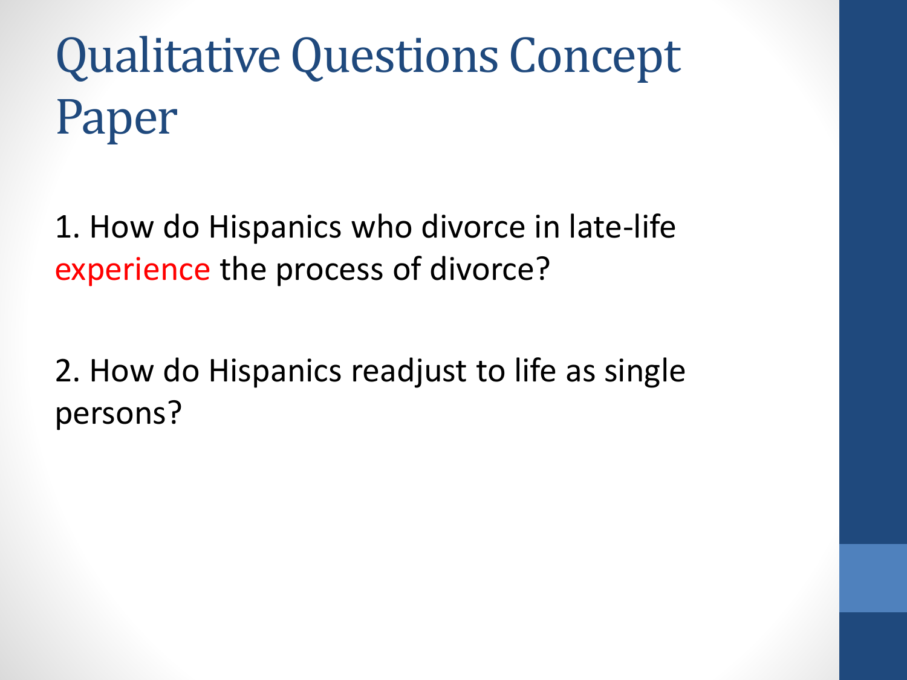# Qualitative Questions Concept Paper

1. How do Hispanics who divorce in late-life experience the process of divorce?

2. How do Hispanics readjust to life as single persons?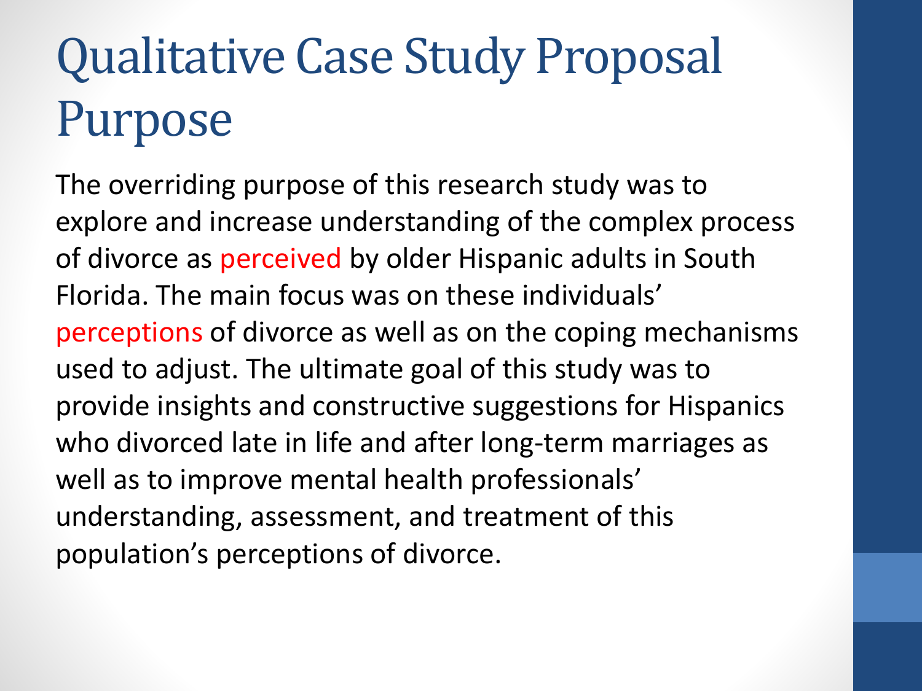# Qualitative Case Study Proposal Purpose

The overriding purpose of this research study was to explore and increase understanding of the complex process of divorce as perceived by older Hispanic adults in South Florida. The main focus was on these individuals' perceptions of divorce as well as on the coping mechanisms used to adjust. The ultimate goal of this study was to provide insights and constructive suggestions for Hispanics who divorced late in life and after long-term marriages as well as to improve mental health professionals' understanding, assessment, and treatment of this population's perceptions of divorce.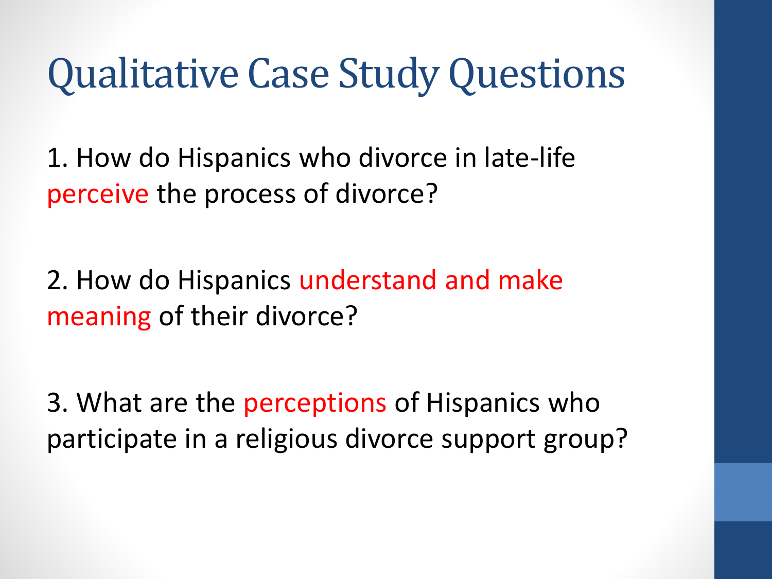# Qualitative Case Study Questions

1. How do Hispanics who divorce in late-life perceive the process of divorce?

2. How do Hispanics understand and make meaning of their divorce?

3. What are the perceptions of Hispanics who participate in a religious divorce support group?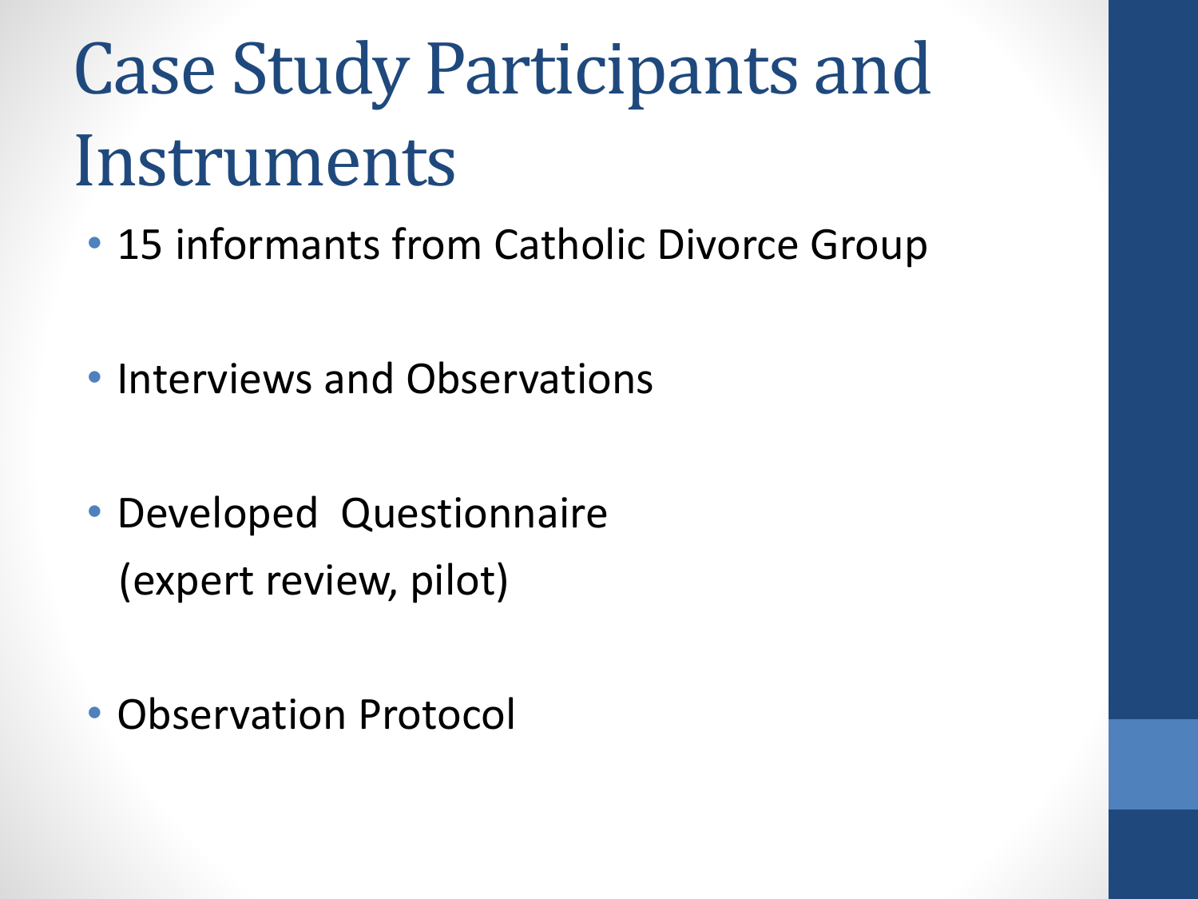# Case Study Participants and Instruments

- 15 informants from Catholic Divorce Group
- Interviews and Observations
- Developed Questionnaire
  (expert review, pilot)
- Observation Protocol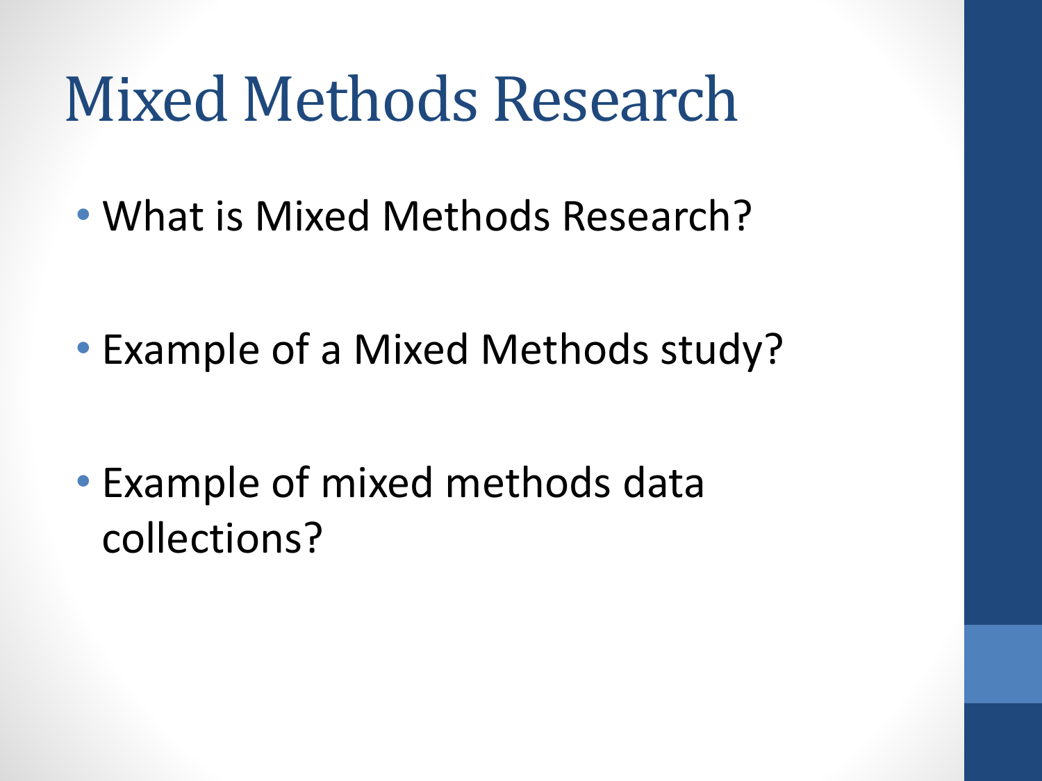# Mixed Methods Research

- What is Mixed Methods Research?
- Example of a Mixed Methods study?
- Example of mixed methods data collections?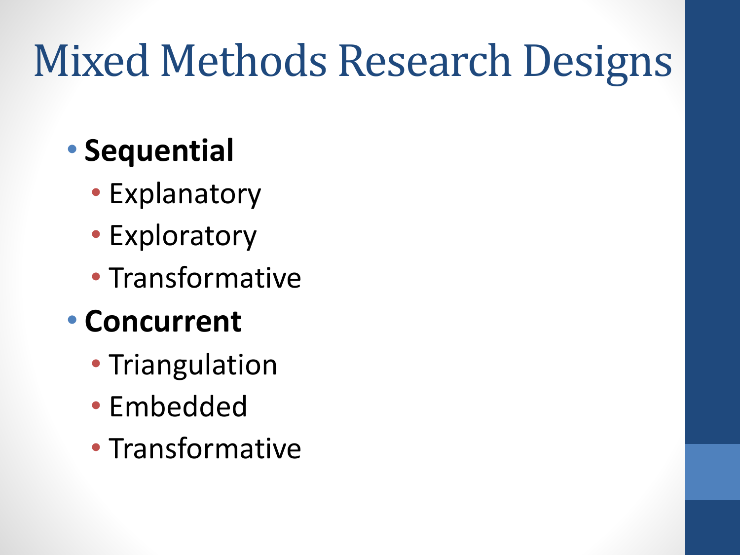# Mixed Methods Research Designs

- **Sequential**
  - Explanatory
  - Exploratory
  - Transformative
- **Concurrent**
  - Triangulation
  - Embedded
  - Transformative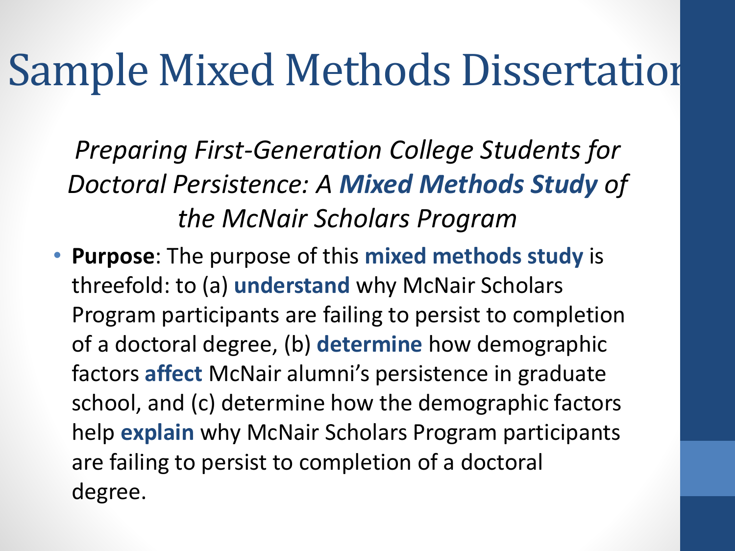# Sample Mixed Methods Dissertation

*Preparing First-Generation College Students for Doctoral Persistence: A **Mixed Methods Study** of the McNair Scholars Program*

- **Purpose**: The purpose of this **mixed methods study** is threefold: to (a) **understand** why McNair Scholars Program participants are failing to persist to completion of a doctoral degree, (b) **determine** how demographic factors **affect** McNair alumni's persistence in graduate school, and (c) determine how the demographic factors help **explain** why McNair Scholars Program participants are failing to persist to completion of a doctoral degree.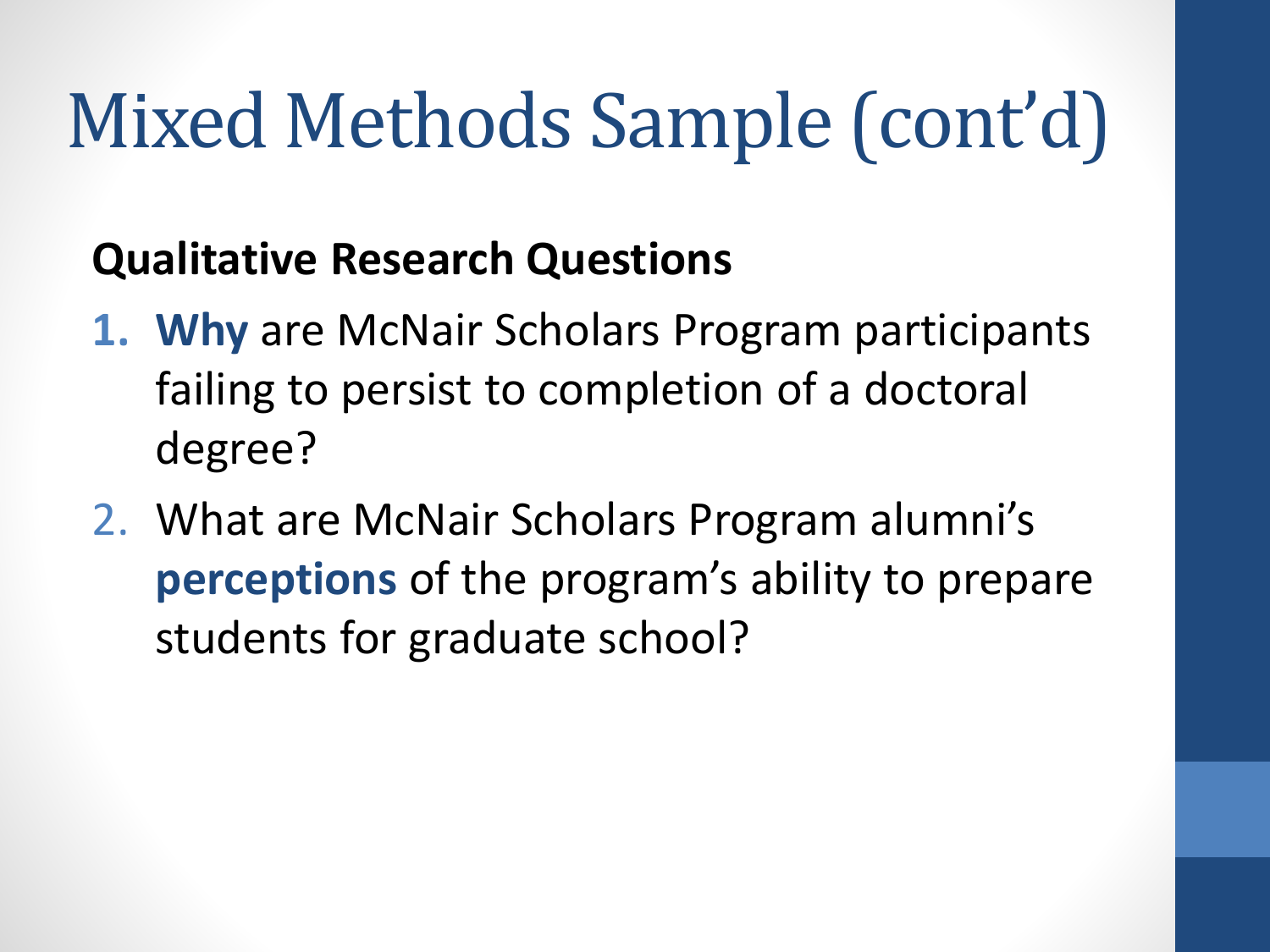# Mixed Methods Sample (cont'd)

**Qualitative Research Questions**

1. **Why** are McNair Scholars Program participants failing to persist to completion of a doctoral degree?
2. What are McNair Scholars Program alumni's **perceptions** of the program's ability to prepare students for graduate school?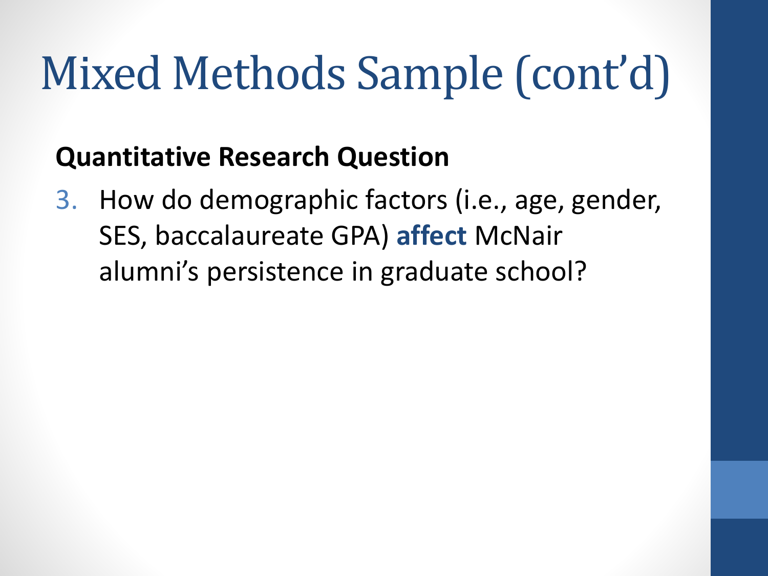# Mixed Methods Sample (cont'd)

**Quantitative Research Question**

3. How do demographic factors (i.e., age, gender, SES, baccalaureate GPA) **affect** McNair alumni's persistence in graduate school?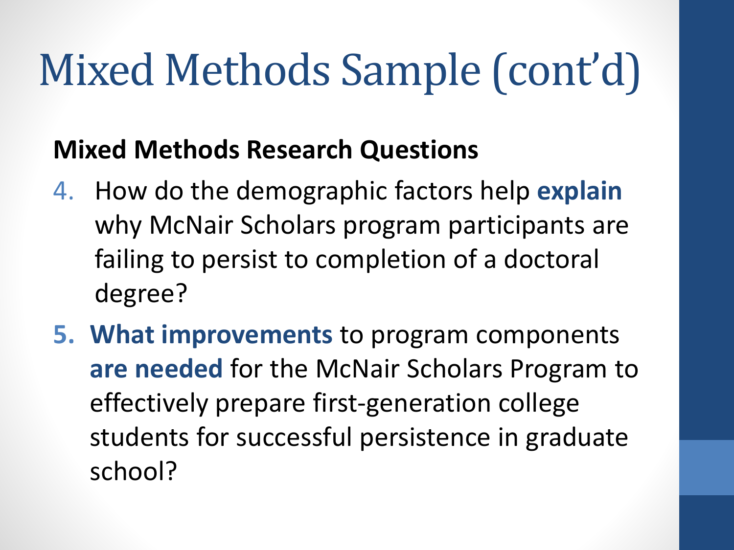# Mixed Methods Sample (cont'd)

**Mixed Methods Research Questions**

4. How do the demographic factors help **explain** why McNair Scholars program participants are failing to persist to completion of a doctoral degree?
5. **What improvements** to program components **are needed** for the McNair Scholars Program to effectively prepare first-generation college students for successful persistence in graduate school?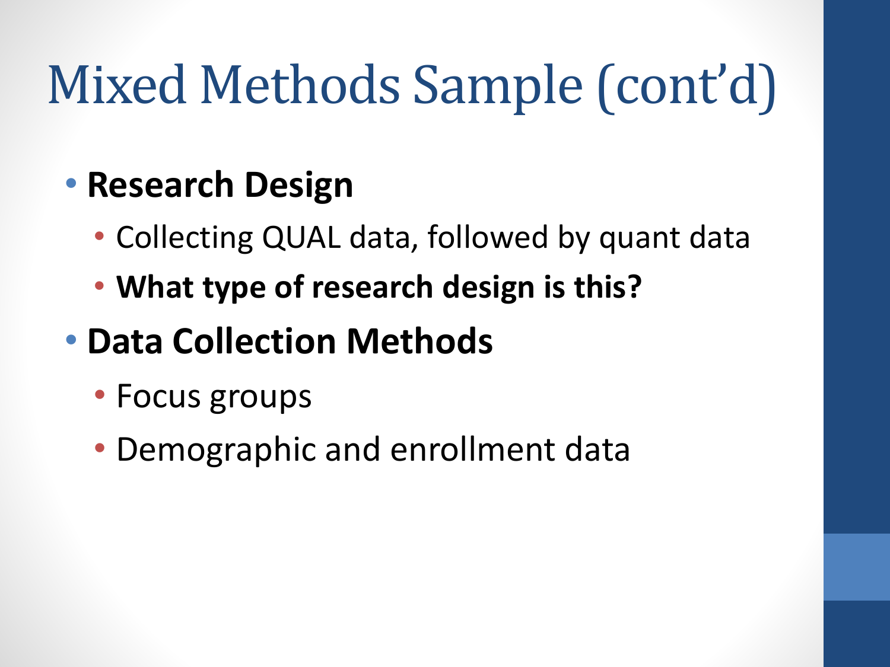# Mixed Methods Sample (cont'd)

- **Research Design**
  - Collecting QUAL data, followed by quant data
  - **What type of research design is this?**
- **Data Collection Methods**
  - Focus groups
  - Demographic and enrollment data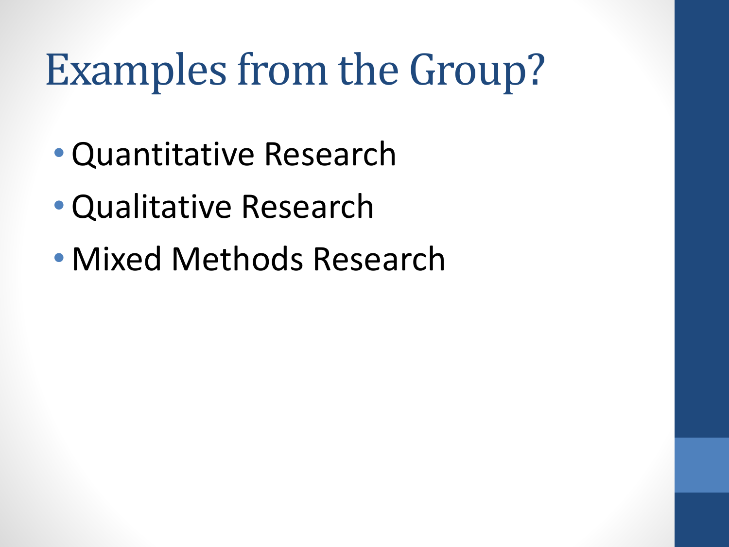# Examples from the Group?

- Quantitative Research
- Qualitative Research
- Mixed Methods Research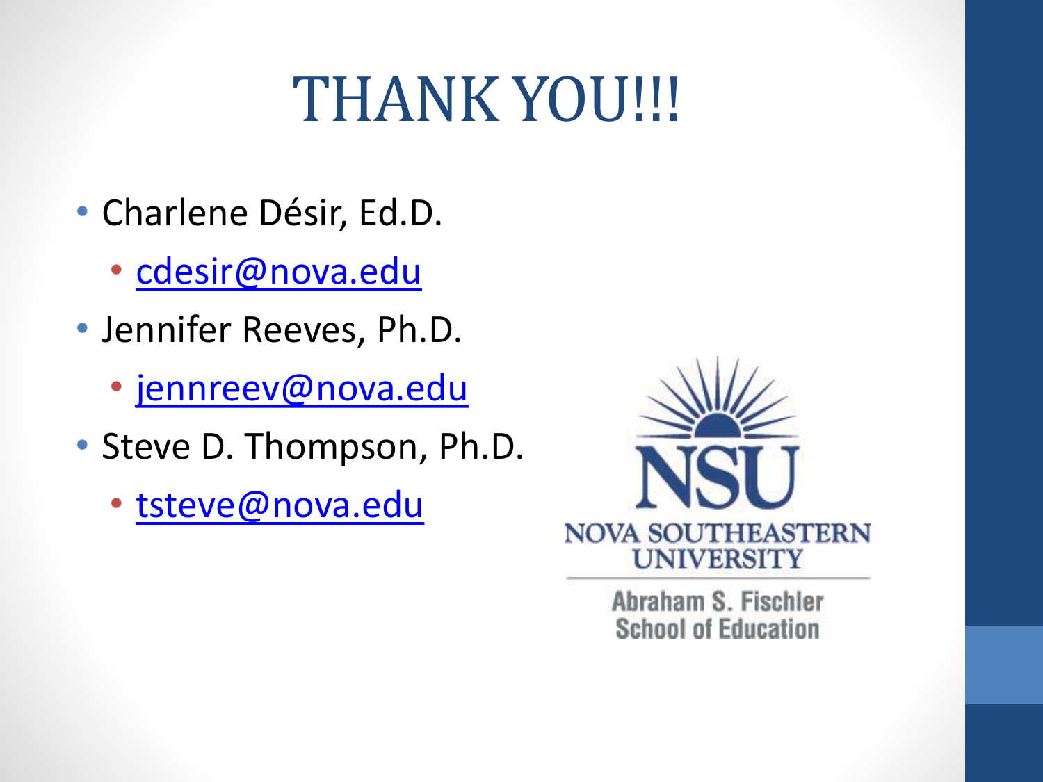# THANK YOU!!!

- Charlene Désir, Ed.D.
  - cdesir@nova.edu
- Jennifer Reeves, Ph.D.
  - jennreev@nova.edu
- Steve D. Thompson, Ph.D.
  - tsteve@nova.edu

NSU
NOVA SOUTHEASTERN UNIVERSITY
Abraham S. Fischler School of Education